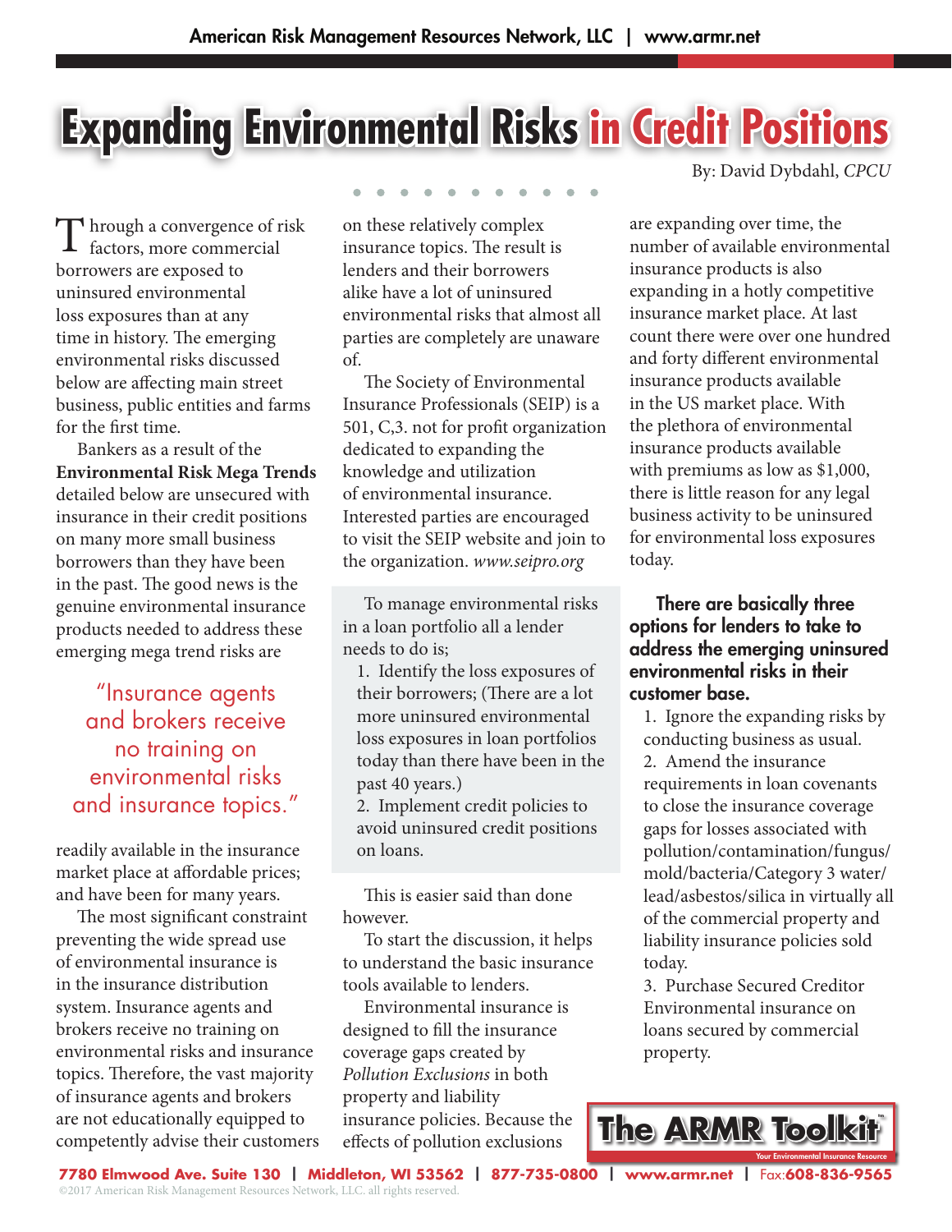# Expanding Environmental Risks in Credit Positions

By: David Dybdahl, *CPCU*

Through a convergence of risk factors, more commercial borrowers are exposed to uninsured environmental loss exposures than at any time in history. The emerging environmental risks discussed below are affecting main street business, public entities and farms for the first time.

Bankers as a result of the **Environmental Risk Mega Trends** detailed below are unsecured with insurance in their credit positions on many more small business borrowers than they have been in the past. The good news is the genuine environmental insurance products needed to address these emerging mega trend risks are readily available in the insurance market place at affordable prices; and have been for many years.

> "Insurance agents and brokers receive no training on environmental risks and insurance topics."

The most significant constraint preventing the wide spread use of environmental insurance is in the insurance distribution system. Insurance agents and brokers receive no training on environmental risks and insurance topics. Therefore, the vast majority of insurance agents and brokers are not educationally equipped to competently advise their customers on these relatively complex insurance topics. The result is lenders and their borrowers alike have a lot of uninsured environmental risks that almost all parties are completely are unaware of.

The Society of Environmental Insurance Professionals (SEIP) is a 501, C,3. not for profit organization dedicated to expanding the knowledge and utilization of environmental insurance. Interested parties are encouraged to visit the SEIP website and join to the organization. *www.seipro.org*

To manage environmental risks in a loan portfolio all a lender needs to do is;

1. Identify the loss exposures of their borrowers; (There are a lot more uninsured environmental loss exposures in loan portfolios today than there have been in the past 40 years.)
2. Implement credit policies to avoid uninsured credit positions on loans.

This is easier said than done however.

To start the discussion, it helps to understand the basic insurance tools available to lenders.

Environmental insurance is designed to fill the insurance coverage gaps created by *Pollution Exclusions* in both property and liability insurance policies. Because the effects of pollution exclusions are expanding over time, the number of available environmental insurance products is also expanding in a hotly competitive insurance market place. At last count there were over one hundred and forty different environmental insurance products available in the US market place. With the plethora of environmental insurance products available with premiums as low as $1,000, there is little reason for any legal business activity to be uninsured for environmental loss exposures today.

**There are basically three options for lenders to take to address the emerging uninsured environmental risks in their customer base.**

1. Ignore the expanding risks by conducting business as usual.
2. Amend the insurance requirements in loan covenants to close the insurance coverage gaps for losses associated with pollution/contamination/fungus/mold/bacteria/Category 3 water/lead/asbestos/silica in virtually all of the commercial property and liability insurance policies sold today.
3. Purchase Secured Creditor Environmental insurance on loans secured by commercial property.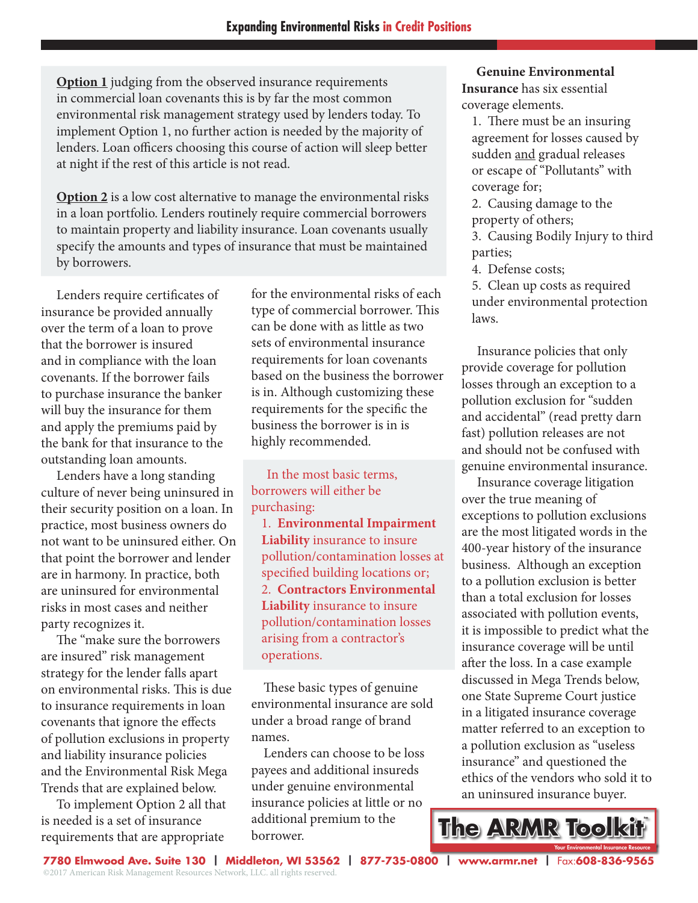**<u>Option 1</u>** judging from the observed insurance requirements in commercial loan covenants this is by far the most common environmental risk management strategy used by lenders today. To implement Option 1, no further action is needed by the majority of lenders. Loan officers choosing this course of action will sleep better at night if the rest of this article is not read.

**<u>Option 2</u>** is a low cost alternative to manage the environmental risks in a loan portfolio. Lenders routinely require commercial borrowers to maintain property and liability insurance. Loan covenants usually specify the amounts and types of insurance that must be maintained by borrowers.

Lenders require certificates of insurance be provided annually over the term of a loan to prove that the borrower is insured and in compliance with the loan covenants. If the borrower fails to purchase insurance the banker will buy the insurance for them and apply the premiums paid by the bank for that insurance to the outstanding loan amounts.

Lenders have a long standing culture of never being uninsured in their security position on a loan. In practice, most business owners do not want to be uninsured either. On that point the borrower and lender are in harmony. In practice, both are uninsured for environmental risks in most cases and neither party recognizes it.

The "make sure the borrowers are insured" risk management strategy for the lender falls apart on environmental risks. This is due to insurance requirements in loan covenants that ignore the effects of pollution exclusions in property and liability insurance policies and the Environmental Risk Mega Trends that are explained below.

To implement Option 2 all that is needed is a set of insurance requirements that are appropriate for the environmental risks of each type of commercial borrower. This can be done with as little as two sets of environmental insurance requirements for loan covenants based on the business the borrower is in. Although customizing these requirements for the specific the business the borrower is in is highly recommended.

In the most basic terms, borrowers will either be purchasing:

1. **Environmental Impairment Liability** insurance to insure pollution/contamination losses at specified building locations or;
2. **Contractors Environmental Liability** insurance to insure pollution/contamination losses arising from a contractor's operations.

These basic types of genuine environmental insurance are sold under a broad range of brand names.

Lenders can choose to be loss payees and additional insureds under genuine environmental insurance policies at little or no additional premium to the borrower.

**Genuine Environmental Insurance** has six essential coverage elements.

1. There must be an insuring agreement for losses caused by sudden <u>and</u> gradual releases or escape of "Pollutants" with coverage for;
2. Causing damage to the property of others;
3. Causing Bodily Injury to third parties;
4. Defense costs;
5. Clean up costs as required under environmental protection laws.

Insurance policies that only provide coverage for pollution losses through an exception to a pollution exclusion for "sudden and accidental" (read pretty darn fast) pollution releases are not and should not be confused with genuine environmental insurance.

Insurance coverage litigation over the true meaning of exceptions to pollution exclusions are the most litigated words in the 400-year history of the insurance business. Although an exception to a pollution exclusion is better than a total exclusion for losses associated with pollution events, it is impossible to predict what the insurance coverage will be until after the loss. In a case example discussed in Mega Trends below, one State Supreme Court justice in a litigated insurance coverage matter referred to an exception to a pollution exclusion as "useless insurance" and questioned the ethics of the vendors who sold it to an uninsured insurance buyer.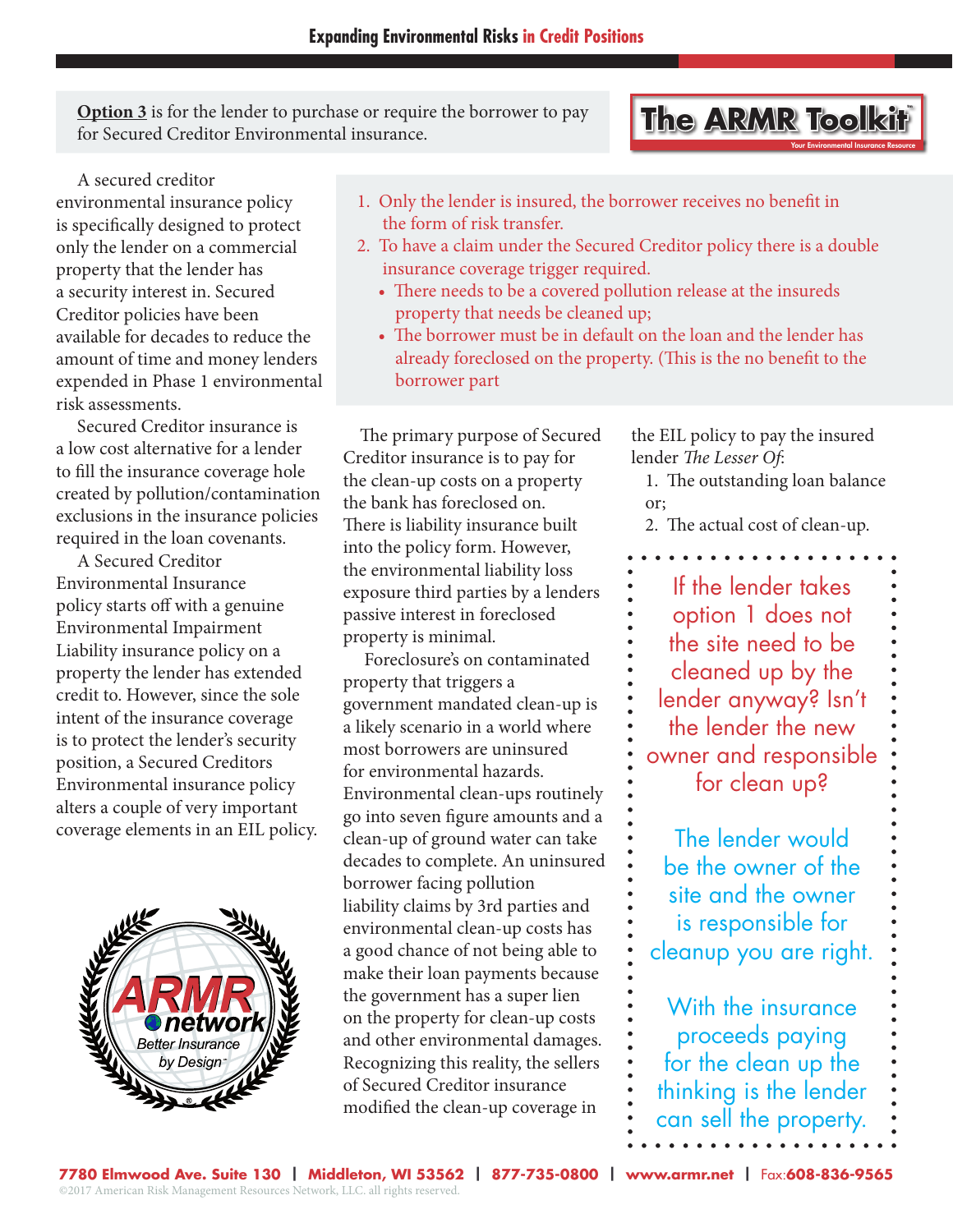**Option 3** is for the lender to purchase or require the borrower to pay for Secured Creditor Environmental insurance.

A secured creditor environmental insurance policy is specifically designed to protect only the lender on a commercial property that the lender has a security interest in. Secured Creditor policies have been available for decades to reduce the amount of time and money lenders expended in Phase 1 environmental risk assessments.

Secured Creditor insurance is a low cost alternative for a lender to fill the insurance coverage hole created by pollution/contamination exclusions in the insurance policies required in the loan covenants.

A Secured Creditor Environmental Insurance policy starts off with a genuine Environmental Impairment Liability insurance policy on a property the lender has extended credit to. However, since the sole intent of the insurance coverage is to protect the lender's security position, a Secured Creditors Environmental insurance policy alters a couple of very important coverage elements in an EIL policy.

1. Only the lender is insured, the borrower receives no benefit in the form of risk transfer.
2. To have a claim under the Secured Creditor policy there is a double insurance coverage trigger required.
   - There needs to be a covered pollution release at the insureds property that needs be cleaned up;
   - The borrower must be in default on the loan and the lender has already foreclosed on the property. (This is the no benefit to the borrower part

The primary purpose of Secured Creditor insurance is to pay for the clean-up costs on a property the bank has foreclosed on. There is liability insurance built into the policy form. However, the environmental liability loss exposure third parties by a lenders passive interest in foreclosed property is minimal.

Foreclosure's on contaminated property that triggers a government mandated clean-up is a likely scenario in a world where most borrowers are uninsured for environmental hazards. Environmental clean-ups routinely go into seven figure amounts and a clean-up of ground water can take decades to complete. An uninsured borrower facing pollution liability claims by 3rd parties and environmental clean-up costs has a good chance of not being able to make their loan payments because the government has a super lien on the property for clean-up costs and other environmental damages. Recognizing this reality, the sellers of Secured Creditor insurance modified the clean-up coverage in the EIL policy to pay the insured lender *The Lesser Of*:

1. The outstanding loan balance or;
2. The actual cost of clean-up.

If the lender takes option 1 does not the site need to be cleaned up by the lender anyway? Isn't the lender the new owner and responsible for clean up?

The lender would be the owner of the site and the owner is responsible for cleanup you are right.

With the insurance proceeds paying for the clean up the thinking is the lender can sell the property.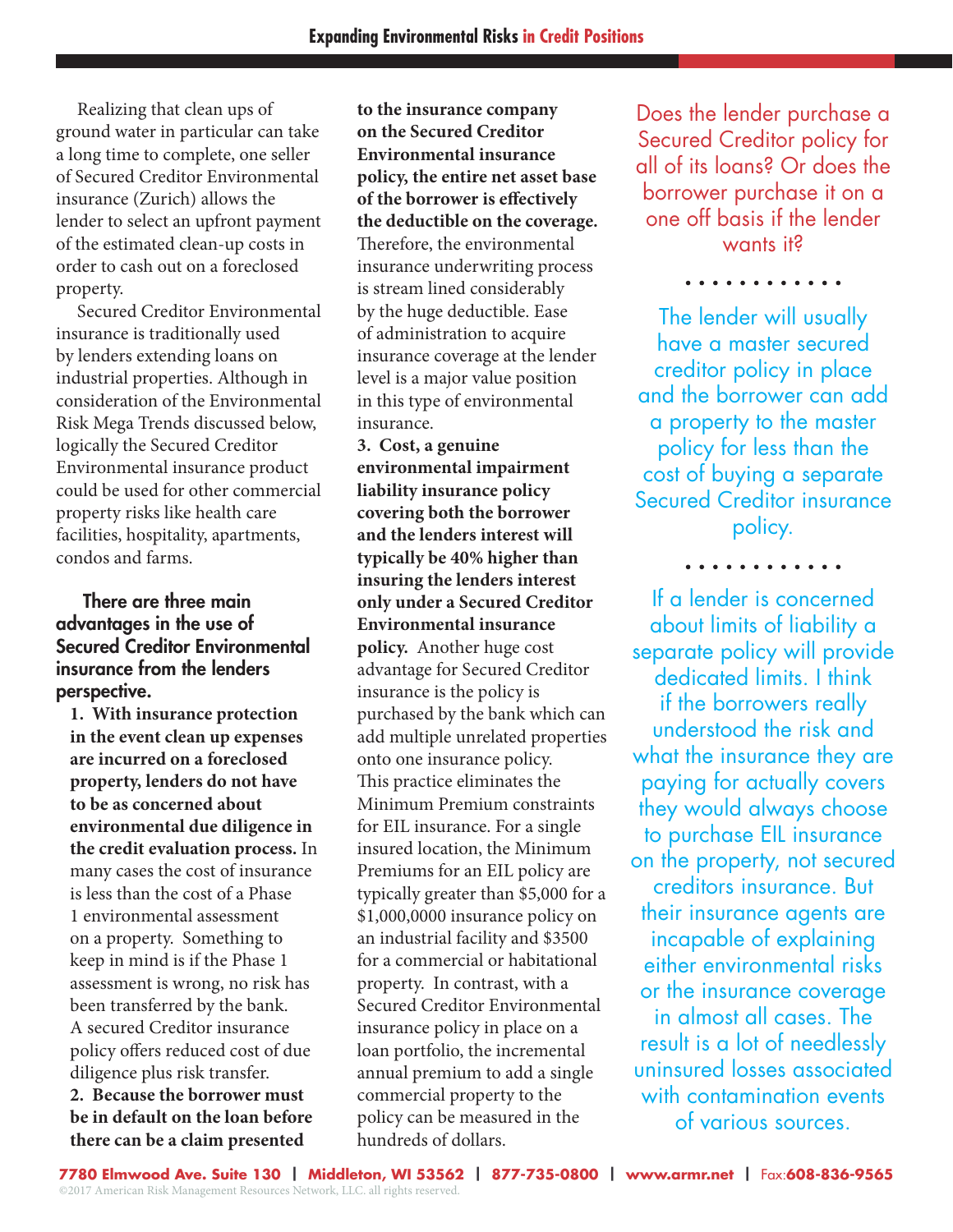Realizing that clean ups of ground water in particular can take a long time to complete, one seller of Secured Creditor Environmental insurance (Zurich) allows the lender to select an upfront payment of the estimated clean-up costs in order to cash out on a foreclosed property.

Secured Creditor Environmental insurance is traditionally used by lenders extending loans on industrial properties. Although in consideration of the Environmental Risk Mega Trends discussed below, logically the Secured Creditor Environmental insurance product could be used for other commercial property risks like health care facilities, hospitality, apartments, condos and farms.

**There are three main advantages in the use of Secured Creditor Environmental insurance from the lenders perspective.**

**1. With insurance protection in the event clean up expenses are incurred on a foreclosed property, lenders do not have to be as concerned about environmental due diligence in the credit evaluation process.** In many cases the cost of insurance is less than the cost of a Phase 1 environmental assessment on a property. Something to keep in mind is if the Phase 1 assessment is wrong, no risk has been transferred by the bank. A secured Creditor insurance policy offers reduced cost of due diligence plus risk transfer.

**2. Because the borrower must be in default on the loan before there can be a claim presented to the insurance company on the Secured Creditor Environmental insurance policy, the entire net asset base of the borrower is effectively the deductible on the coverage.** Therefore, the environmental insurance underwriting process is stream lined considerably by the huge deductible. Ease of administration to acquire insurance coverage at the lender level is a major value position in this type of environmental insurance.

**3. Cost, a genuine environmental impairment liability insurance policy covering both the borrower and the lenders interest will typically be 40% higher than insuring the lenders interest only under a Secured Creditor Environmental insurance policy.** Another huge cost advantage for Secured Creditor insurance is the policy is purchased by the bank which can add multiple unrelated properties onto one insurance policy. This practice eliminates the Minimum Premium constraints for EIL insurance. For a single insured location, the Minimum Premiums for an EIL policy are typically greater than $5,000 for a $1,000,0000 insurance policy on an industrial facility and $3500 for a commercial or habitational property. In contrast, with a Secured Creditor Environmental insurance policy in place on a loan portfolio, the incremental annual premium to add a single commercial property to the policy can be measured in the hundreds of dollars.

Does the lender purchase a Secured Creditor policy for all of its loans? Or does the borrower purchase it on a one off basis if the lender wants it?

. . . . . . . . . . . .

The lender will usually have a master secured creditor policy in place and the borrower can add a property to the master policy for less than the cost of buying a separate Secured Creditor insurance policy.

. . . . . . . . . . . .

If a lender is concerned about limits of liability a separate policy will provide dedicated limits. I think if the borrowers really understood the risk and what the insurance they are paying for actually covers they would always choose to purchase EIL insurance on the property, not secured creditors insurance. But their insurance agents are incapable of explaining either environmental risks or the insurance coverage in almost all cases. The result is a lot of needlessly uninsured losses associated with contamination events of various sources.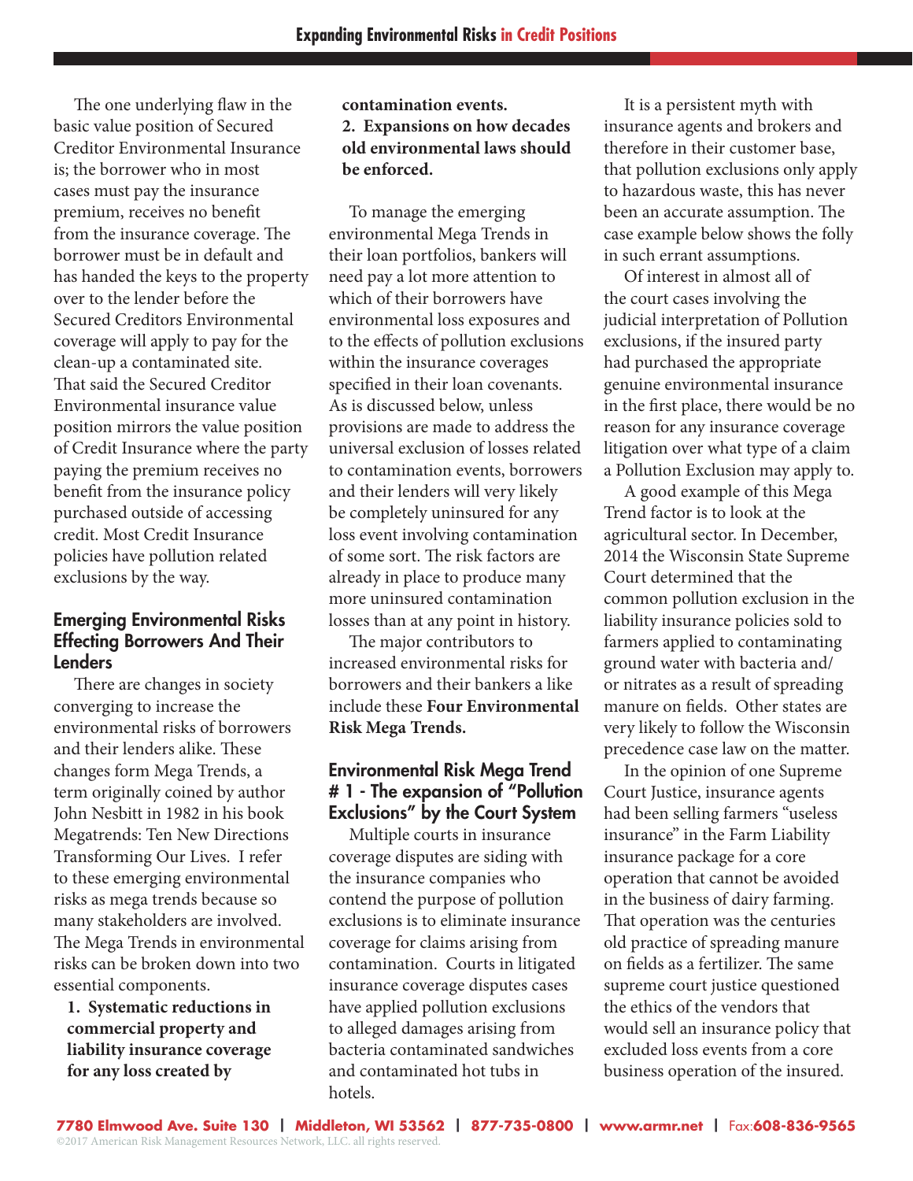The one underlying flaw in the basic value position of Secured Creditor Environmental Insurance is; the borrower who in most cases must pay the insurance premium, receives no benefit from the insurance coverage. The borrower must be in default and has handed the keys to the property over to the lender before the Secured Creditors Environmental coverage will apply to pay for the clean-up a contaminated site. That said the Secured Creditor Environmental insurance value position mirrors the value position of Credit Insurance where the party paying the premium receives no benefit from the insurance policy purchased outside of accessing credit. Most Credit Insurance policies have pollution related exclusions by the way.

## Emerging Environmental Risks Effecting Borrowers And Their Lenders

There are changes in society converging to increase the environmental risks of borrowers and their lenders alike. These changes form Mega Trends, a term originally coined by author John Nesbitt in 1982 in his book Megatrends: Ten New Directions Transforming Our Lives. I refer to these emerging environmental risks as mega trends because so many stakeholders are involved. The Mega Trends in environmental risks can be broken down into two essential components.

1. **Systematic reductions in commercial property and liability insurance coverage for any loss created by contamination events.**
2. **Expansions on how decades old environmental laws should be enforced.**

To manage the emerging environmental Mega Trends in their loan portfolios, bankers will need pay a lot more attention to which of their borrowers have environmental loss exposures and to the effects of pollution exclusions within the insurance coverages specified in their loan covenants. As is discussed below, unless provisions are made to address the universal exclusion of losses related to contamination events, borrowers and their lenders will very likely be completely uninsured for any loss event involving contamination of some sort. The risk factors are already in place to produce many more uninsured contamination losses than at any point in history.

The major contributors to increased environmental risks for borrowers and their bankers a like include these **Four Environmental Risk Mega Trends.**

## Environmental Risk Mega Trend # 1 - The expansion of "Pollution Exclusions" by the Court System

Multiple courts in insurance coverage disputes are siding with the insurance companies who contend the purpose of pollution exclusions is to eliminate insurance coverage for claims arising from contamination. Courts in litigated insurance coverage disputes cases have applied pollution exclusions to alleged damages arising from bacteria contaminated sandwiches and contaminated hot tubs in hotels.

It is a persistent myth with insurance agents and brokers and therefore in their customer base, that pollution exclusions only apply to hazardous waste, this has never been an accurate assumption. The case example below shows the folly in such errant assumptions.

Of interest in almost all of the court cases involving the judicial interpretation of Pollution exclusions, if the insured party had purchased the appropriate genuine environmental insurance in the first place, there would be no reason for any insurance coverage litigation over what type of a claim a Pollution Exclusion may apply to.

A good example of this Mega Trend factor is to look at the agricultural sector. In December, 2014 the Wisconsin State Supreme Court determined that the common pollution exclusion in the liability insurance policies sold to farmers applied to contaminating ground water with bacteria and/or nitrates as a result of spreading manure on fields. Other states are very likely to follow the Wisconsin precedence case law on the matter.

In the opinion of one Supreme Court Justice, insurance agents had been selling farmers "useless insurance" in the Farm Liability insurance package for a core operation that cannot be avoided in the business of dairy farming. That operation was the centuries old practice of spreading manure on fields as a fertilizer. The same supreme court justice questioned the ethics of the vendors that would sell an insurance policy that excluded loss events from a core business operation of the insured.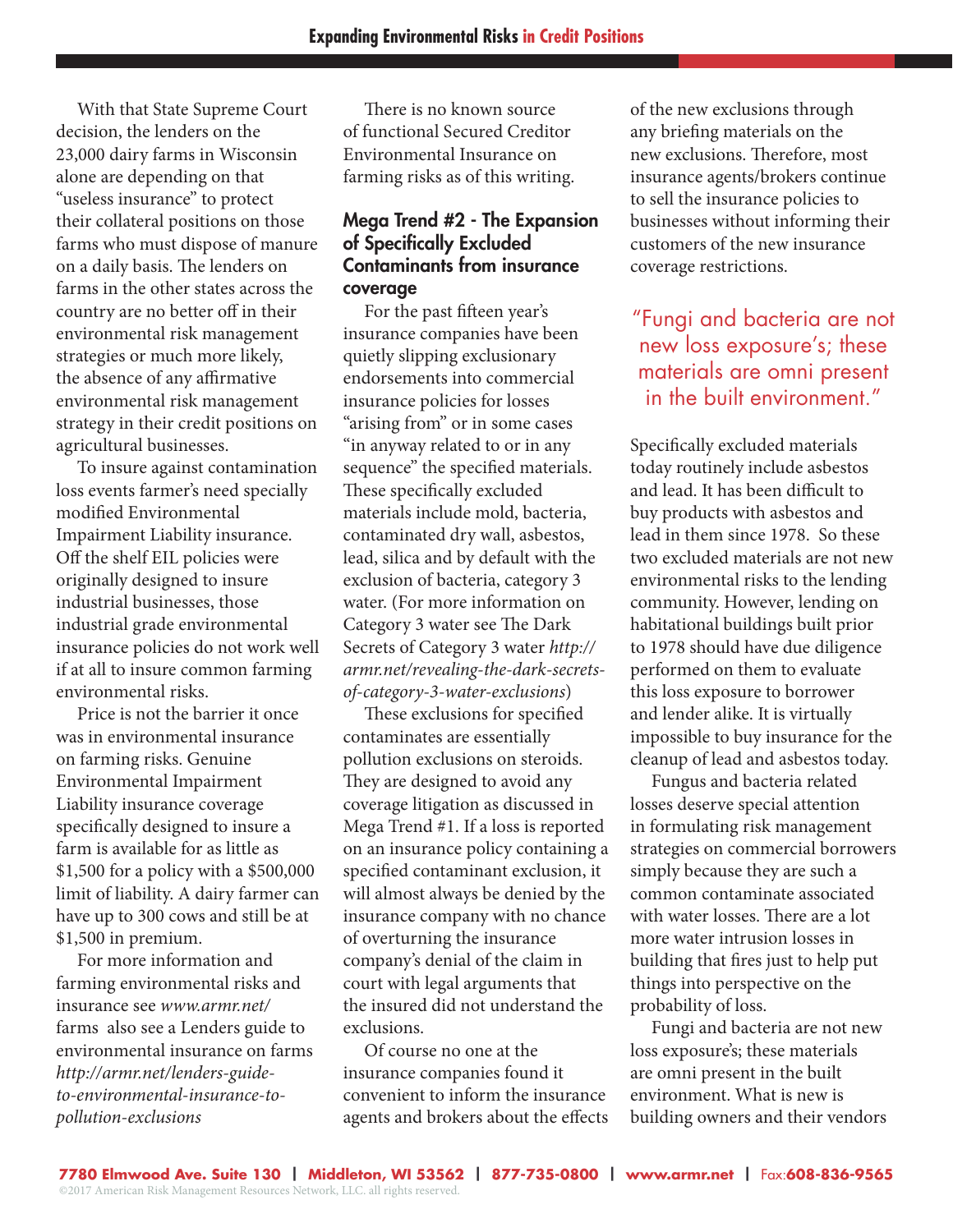With that State Supreme Court decision, the lenders on the 23,000 dairy farms in Wisconsin alone are depending on that "useless insurance" to protect their collateral positions on those farms who must dispose of manure on a daily basis. The lenders on farms in the other states across the country are no better off in their environmental risk management strategies or much more likely, the absence of any affirmative environmental risk management strategy in their credit positions on agricultural businesses.

To insure against contamination loss events farmer's need specially modified Environmental Impairment Liability insurance. Off the shelf EIL policies were originally designed to insure industrial businesses, those industrial grade environmental insurance policies do not work well if at all to insure common farming environmental risks.

Price is not the barrier it once was in environmental insurance on farming risks. Genuine Environmental Impairment Liability insurance coverage specifically designed to insure a farm is available for as little as $1,500 for a policy with a $500,000 limit of liability. A dairy farmer can have up to 300 cows and still be at $1,500 in premium.

For more information and farming environmental risks and insurance see *www.armr.net/farms* also see a Lenders guide to environmental insurance on farms *http://armr.net/lenders-guide-to-environmental-insurance-to-pollution-exclusions*

There is no known source of functional Secured Creditor Environmental Insurance on farming risks as of this writing.

## Mega Trend #2 - The Expansion of Specifically Excluded Contaminants from insurance coverage

For the past fifteen year's insurance companies have been quietly slipping exclusionary endorsements into commercial insurance policies for losses "arising from" or in some cases "in anyway related to or in any sequence" the specified materials. These specifically excluded materials include mold, bacteria, contaminated dry wall, asbestos, lead, silica and by default with the exclusion of bacteria, category 3 water. (For more information on Category 3 water see The Dark Secrets of Category 3 water *http://armr.net/revealing-the-dark-secrets-of-category-3-water-exclusions*)

These exclusions for specified contaminates are essentially pollution exclusions on steroids. They are designed to avoid any coverage litigation as discussed in Mega Trend #1. If a loss is reported on an insurance policy containing a specified contaminant exclusion, it will almost always be denied by the insurance company with no chance of overturning the insurance company's denial of the claim in court with legal arguments that the insured did not understand the exclusions.

Of course no one at the insurance companies found it convenient to inform the insurance agents and brokers about the effects of the new exclusions through any briefing materials on the new exclusions. Therefore, most insurance agents/brokers continue to sell the insurance policies to businesses without informing their customers of the new insurance coverage restrictions.

> "Fungi and bacteria are not new loss exposure's; these materials are omni present in the built environment."

Specifically excluded materials today routinely include asbestos and lead. It has been difficult to buy products with asbestos and lead in them since 1978. So these two excluded materials are not new environmental risks to the lending community. However, lending on habitational buildings built prior to 1978 should have due diligence performed on them to evaluate this loss exposure to borrower and lender alike. It is virtually impossible to buy insurance for the cleanup of lead and asbestos today.

Fungus and bacteria related losses deserve special attention in formulating risk management strategies on commercial borrowers simply because they are such a common contaminate associated with water losses. There are a lot more water intrusion losses in building that fires just to help put things into perspective on the probability of loss.

Fungi and bacteria are not new loss exposure's; these materials are omni present in the built environment. What is new is building owners and their vendors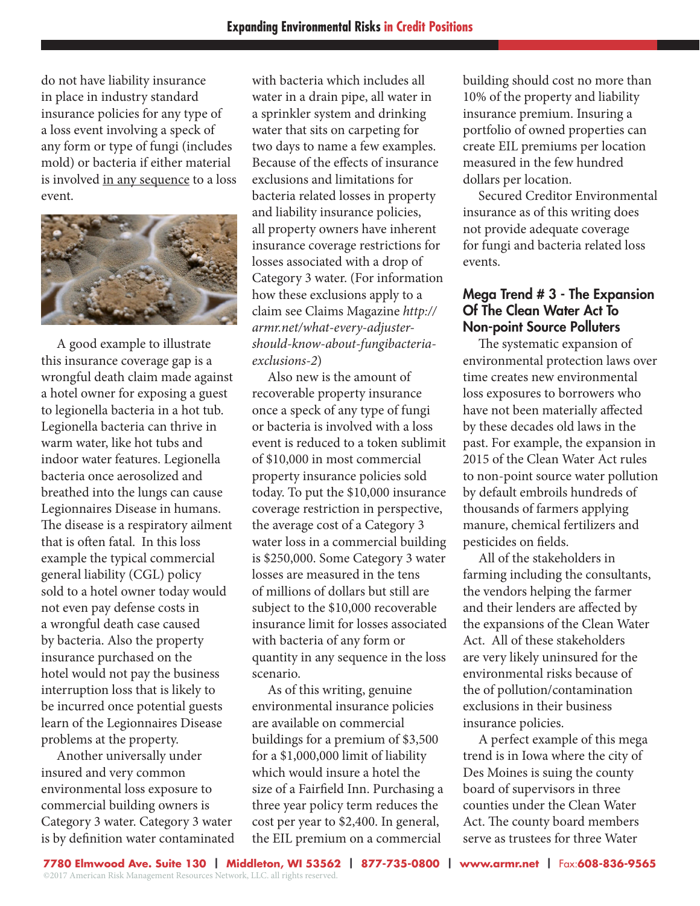do not have liability insurance in place in industry standard insurance policies for any type of a loss event involving a speck of any form or type of fungi (includes mold) or bacteria if either material is involved in any sequence to a loss event.

A good example to illustrate this insurance coverage gap is a wrongful death claim made against a hotel owner for exposing a guest to legionella bacteria in a hot tub. Legionella bacteria can thrive in warm water, like hot tubs and indoor water features. Legionella bacteria once aerosolized and breathed into the lungs can cause Legionnaires Disease in humans. The disease is a respiratory ailment that is often fatal. In this loss example the typical commercial general liability (CGL) policy sold to a hotel owner today would not even pay defense costs in a wrongful death case caused by bacteria. Also the property insurance purchased on the hotel would not pay the business interruption loss that is likely to be incurred once potential guests learn of the Legionnaires Disease problems at the property.

Another universally under insured and very common environmental loss exposure to commercial building owners is Category 3 water. Category 3 water is by definition water contaminated with bacteria which includes all water in a drain pipe, all water in a sprinkler system and drinking water that sits on carpeting for two days to name a few examples. Because of the effects of insurance exclusions and limitations for bacteria related losses in property and liability insurance policies, all property owners have inherent insurance coverage restrictions for losses associated with a drop of Category 3 water. (For information how these exclusions apply to a claim see Claims Magazine *http://armr.net/what-every-adjuster-should-know-about-fungibacteria-exclusions-2*)

Also new is the amount of recoverable property insurance once a speck of any type of fungi or bacteria is involved with a loss event is reduced to a token sublimit of $10,000 in most commercial property insurance policies sold today. To put the $10,000 insurance coverage restriction in perspective, the average cost of a Category 3 water loss in a commercial building is $250,000. Some Category 3 water losses are measured in the tens of millions of dollars but still are subject to the $10,000 recoverable insurance limit for losses associated with bacteria of any form or quantity in any sequence in the loss scenario.

As of this writing, genuine environmental insurance policies are available on commercial buildings for a premium of $3,500 for a $1,000,000 limit of liability which would insure a hotel the size of a Fairfield Inn. Purchasing a three year policy term reduces the cost per year to $2,400. In general, the EIL premium on a commercial building should cost no more than 10% of the property and liability insurance premium. Insuring a portfolio of owned properties can create EIL premiums per location measured in the few hundred dollars per location.

Secured Creditor Environmental insurance as of this writing does not provide adequate coverage for fungi and bacteria related loss events.

## Mega Trend # 3 - The Expansion Of The Clean Water Act To Non-point Source Polluters

The systematic expansion of environmental protection laws over time creates new environmental loss exposures to borrowers who have not been materially affected by these decades old laws in the past. For example, the expansion in 2015 of the Clean Water Act rules to non-point source water pollution by default embroils hundreds of thousands of farmers applying manure, chemical fertilizers and pesticides on fields.

All of the stakeholders in farming including the consultants, the vendors helping the farmer and their lenders are affected by the expansions of the Clean Water Act. All of these stakeholders are very likely uninsured for the environmental risks because of the of pollution/contamination exclusions in their business insurance policies.

A perfect example of this mega trend is in Iowa where the city of Des Moines is suing the county board of supervisors in three counties under the Clean Water Act. The county board members serve as trustees for three Water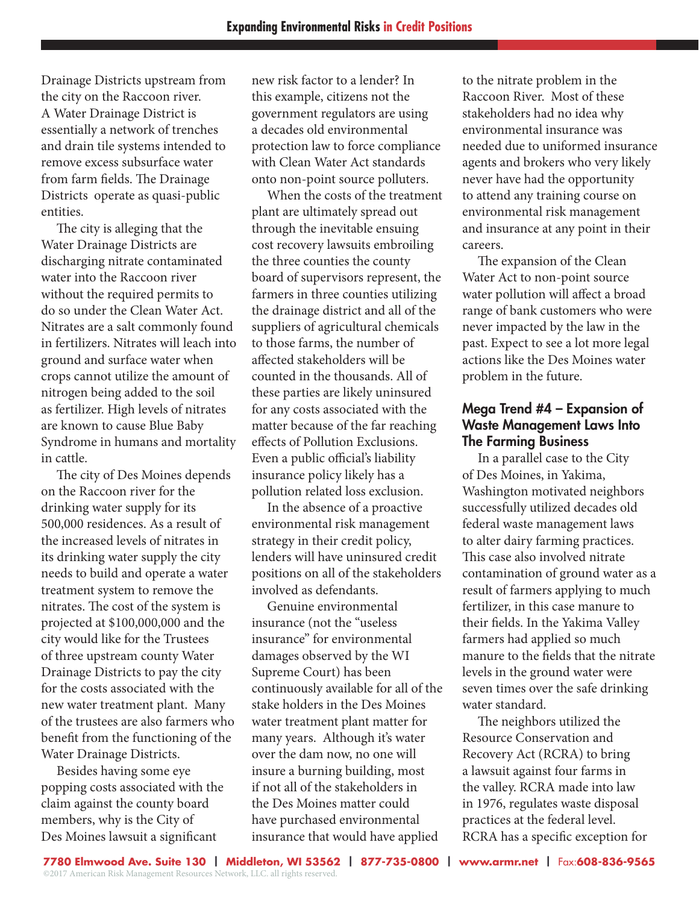Drainage Districts upstream from the city on the Raccoon river. A Water Drainage District is essentially a network of trenches and drain tile systems intended to remove excess subsurface water from farm fields. The Drainage Districts operate as quasi-public entities.

The city is alleging that the Water Drainage Districts are discharging nitrate contaminated water into the Raccoon river without the required permits to do so under the Clean Water Act. Nitrates are a salt commonly found in fertilizers. Nitrates will leach into ground and surface water when crops cannot utilize the amount of nitrogen being added to the soil as fertilizer. High levels of nitrates are known to cause Blue Baby Syndrome in humans and mortality in cattle.

The city of Des Moines depends on the Raccoon river for the drinking water supply for its 500,000 residences. As a result of the increased levels of nitrates in its drinking water supply the city needs to build and operate a water treatment system to remove the nitrates. The cost of the system is projected at $100,000,000 and the city would like for the Trustees of three upstream county Water Drainage Districts to pay the city for the costs associated with the new water treatment plant. Many of the trustees are also farmers who benefit from the functioning of the Water Drainage Districts.

Besides having some eye popping costs associated with the claim against the county board members, why is the City of Des Moines lawsuit a significant new risk factor to a lender? In this example, citizens not the government regulators are using a decades old environmental protection law to force compliance with Clean Water Act standards onto non-point source polluters.

When the costs of the treatment plant are ultimately spread out through the inevitable ensuing cost recovery lawsuits embroiling the three counties the county board of supervisors represent, the farmers in three counties utilizing the drainage district and all of the suppliers of agricultural chemicals to those farms, the number of affected stakeholders will be counted in the thousands. All of these parties are likely uninsured for any costs associated with the matter because of the far reaching effects of Pollution Exclusions. Even a public official's liability insurance policy likely has a pollution related loss exclusion.

In the absence of a proactive environmental risk management strategy in their credit policy, lenders will have uninsured credit positions on all of the stakeholders involved as defendants.

Genuine environmental insurance (not the "useless insurance" for environmental damages observed by the WI Supreme Court) has been continuously available for all of the stake holders in the Des Moines water treatment plant matter for many years. Although it's water over the dam now, no one will insure a burning building, most if not all of the stakeholders in the Des Moines matter could have purchased environmental insurance that would have applied to the nitrate problem in the Raccoon River. Most of these stakeholders had no idea why environmental insurance was needed due to uniformed insurance agents and brokers who very likely never have had the opportunity to attend any training course on environmental risk management and insurance at any point in their careers.

The expansion of the Clean Water Act to non-point source water pollution will affect a broad range of bank customers who were never impacted by the law in the past. Expect to see a lot more legal actions like the Des Moines water problem in the future.

### Mega Trend #4 – Expansion of Waste Management Laws Into The Farming Business

In a parallel case to the City of Des Moines, in Yakima, Washington motivated neighbors successfully utilized decades old federal waste management laws to alter dairy farming practices. This case also involved nitrate contamination of ground water as a result of farmers applying to much fertilizer, in this case manure to their fields. In the Yakima Valley farmers had applied so much manure to the fields that the nitrate levels in the ground water were seven times over the safe drinking water standard.

The neighbors utilized the Resource Conservation and Recovery Act (RCRA) to bring a lawsuit against four farms in the valley. RCRA made into law in 1976, regulates waste disposal practices at the federal level. RCRA has a specific exception for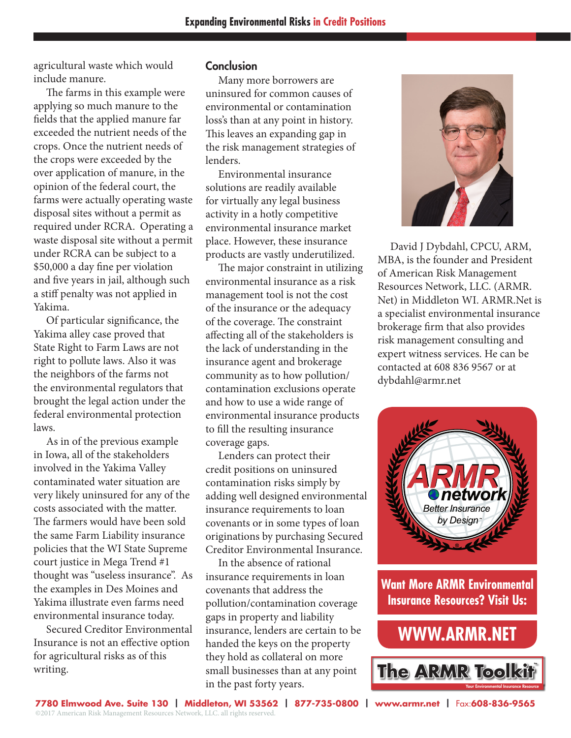agricultural waste which would include manure.

The farms in this example were applying so much manure to the fields that the applied manure far exceeded the nutrient needs of the crops. Once the nutrient needs of the crops were exceeded by the over application of manure, in the opinion of the federal court, the farms were actually operating waste disposal sites without a permit as required under RCRA. Operating a waste disposal site without a permit under RCRA can be subject to a $50,000 a day fine per violation and five years in jail, although such a stiff penalty was not applied in Yakima.

Of particular significance, the Yakima alley case proved that State Right to Farm Laws are not right to pollute laws. Also it was the neighbors of the farms not the environmental regulators that brought the legal action under the federal environmental protection laws.

As in of the previous example in Iowa, all of the stakeholders involved in the Yakima Valley contaminated water situation are very likely uninsured for any of the costs associated with the matter. The farmers would have been sold the same Farm Liability insurance policies that the WI State Supreme court justice in Mega Trend #1 thought was "useless insurance". As the examples in Des Moines and Yakima illustrate even farms need environmental insurance today.

Secured Creditor Environmental Insurance is not an effective option for agricultural risks as of this writing.

## Conclusion

Many more borrowers are uninsured for common causes of environmental or contamination loss's than at any point in history. This leaves an expanding gap in the risk management strategies of lenders.

Environmental insurance solutions are readily available for virtually any legal business activity in a hotly competitive environmental insurance market place. However, these insurance products are vastly underutilized.

The major constraint in utilizing environmental insurance as a risk management tool is not the cost of the insurance or the adequacy of the coverage. The constraint affecting all of the stakeholders is the lack of understanding in the insurance agent and brokerage community as to how pollution/contamination exclusions operate and how to use a wide range of environmental insurance products to fill the resulting insurance coverage gaps.

Lenders can protect their credit positions on uninsured contamination risks simply by adding well designed environmental insurance requirements to loan covenants or in some types of loan originations by purchasing Secured Creditor Environmental Insurance.

In the absence of rational insurance requirements in loan covenants that address the pollution/contamination coverage gaps in property and liability insurance, lenders are certain to be handed the keys on the property they hold as collateral on more small businesses than at any point in the past forty years.

David J Dybdahl, CPCU, ARM, MBA, is the founder and President of American Risk Management Resources Network, LLC. (ARMR.Net) in Middleton WI. ARMR.Net is a specialist environmental insurance brokerage firm that also provides risk management consulting and expert witness services. He can be contacted at 608 836 9567 or at dybdahl@armr.net

ARMR network
Better Insurance by Design

**Want More ARMR Environmental Insurance Resources? Visit Us:**

**WWW.ARMR.NET**

The ARMR Toolkit
Your Environmental Insurance Resource

7780 Elmwood Ave. Suite 130 | Middleton, WI 53562 | 877-735-0800 | www.armr.net | Fax:608-836-9565

©2017 American Risk Management Resources Network, LLC. all rights reserved.